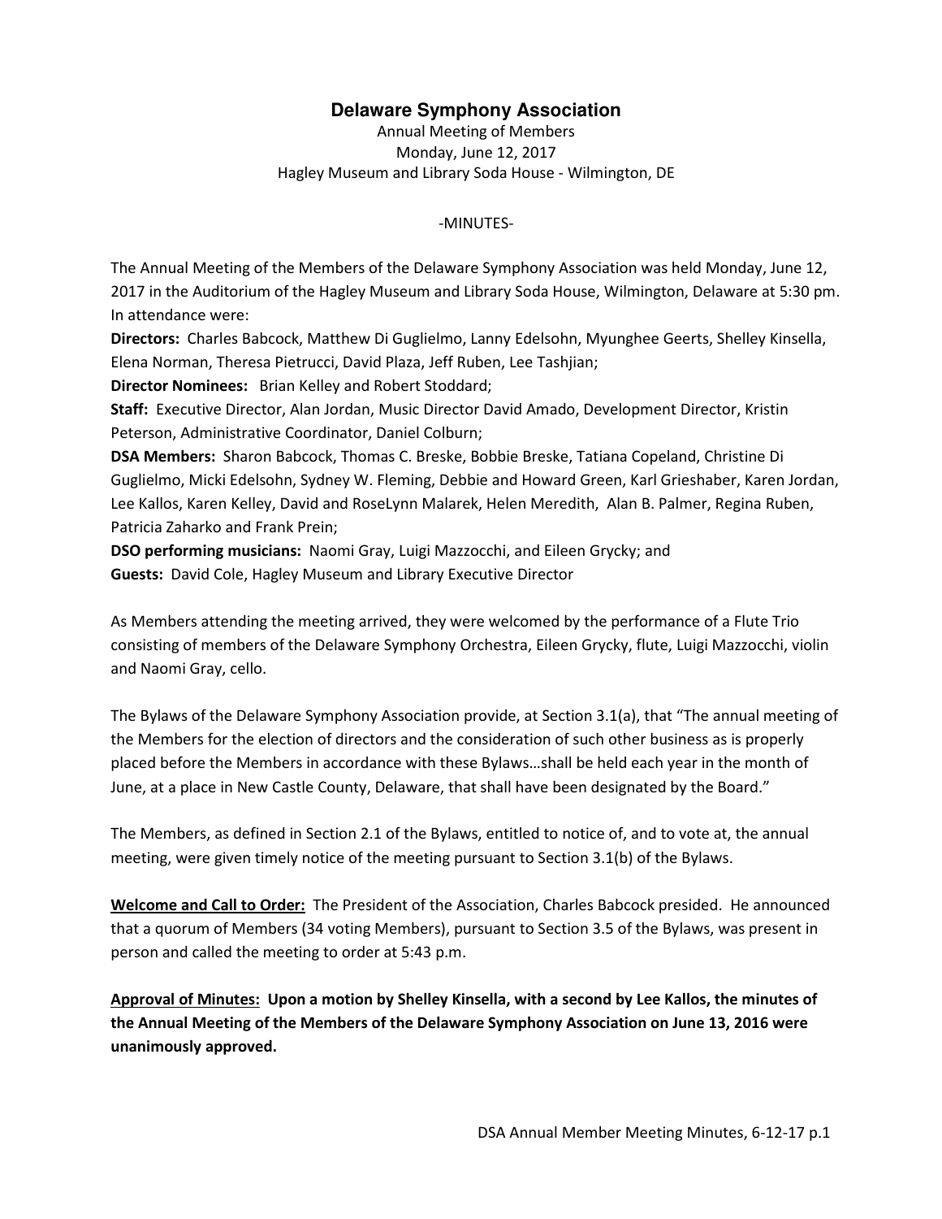# Delaware Symphony Association

Annual Meeting of Members
Monday, June 12, 2017
Hagley Museum and Library Soda House - Wilmington, DE

-MINUTES-

The Annual Meeting of the Members of the Delaware Symphony Association was held Monday, June 12, 2017 in the Auditorium of the Hagley Museum and Library Soda House, Wilmington, Delaware at 5:30 pm. In attendance were:

**Directors:** Charles Babcock, Matthew Di Guglielmo, Lanny Edelsohn, Myunghee Geerts, Shelley Kinsella, Elena Norman, Theresa Pietrucci, David Plaza, Jeff Ruben, Lee Tashjian;

**Director Nominees:** Brian Kelley and Robert Stoddard;

**Staff:** Executive Director, Alan Jordan, Music Director David Amado, Development Director, Kristin Peterson, Administrative Coordinator, Daniel Colburn;

**DSA Members:** Sharon Babcock, Thomas C. Breske, Bobbie Breske, Tatiana Copeland, Christine Di Guglielmo, Micki Edelsohn, Sydney W. Fleming, Debbie and Howard Green, Karl Grieshaber, Karen Jordan, Lee Kallos, Karen Kelley, David and RoseLynn Malarek, Helen Meredith, Alan B. Palmer, Regina Ruben, Patricia Zaharko and Frank Prein;

**DSO performing musicians:** Naomi Gray, Luigi Mazzocchi, and Eileen Grycky; and

**Guests:** David Cole, Hagley Museum and Library Executive Director

As Members attending the meeting arrived, they were welcomed by the performance of a Flute Trio consisting of members of the Delaware Symphony Orchestra, Eileen Grycky, flute, Luigi Mazzocchi, violin and Naomi Gray, cello.

The Bylaws of the Delaware Symphony Association provide, at Section 3.1(a), that "The annual meeting of the Members for the election of directors and the consideration of such other business as is properly placed before the Members in accordance with these Bylaws…shall be held each year in the month of June, at a place in New Castle County, Delaware, that shall have been designated by the Board."

The Members, as defined in Section 2.1 of the Bylaws, entitled to notice of, and to vote at, the annual meeting, were given timely notice of the meeting pursuant to Section 3.1(b) of the Bylaws.

**Welcome and Call to Order:** The President of the Association, Charles Babcock presided. He announced that a quorum of Members (34 voting Members), pursuant to Section 3.5 of the Bylaws, was present in person and called the meeting to order at 5:43 p.m.

**Approval of Minutes: Upon a motion by Shelley Kinsella, with a second by Lee Kallos, the minutes of the Annual Meeting of the Members of the Delaware Symphony Association on June 13, 2016 were unanimously approved.**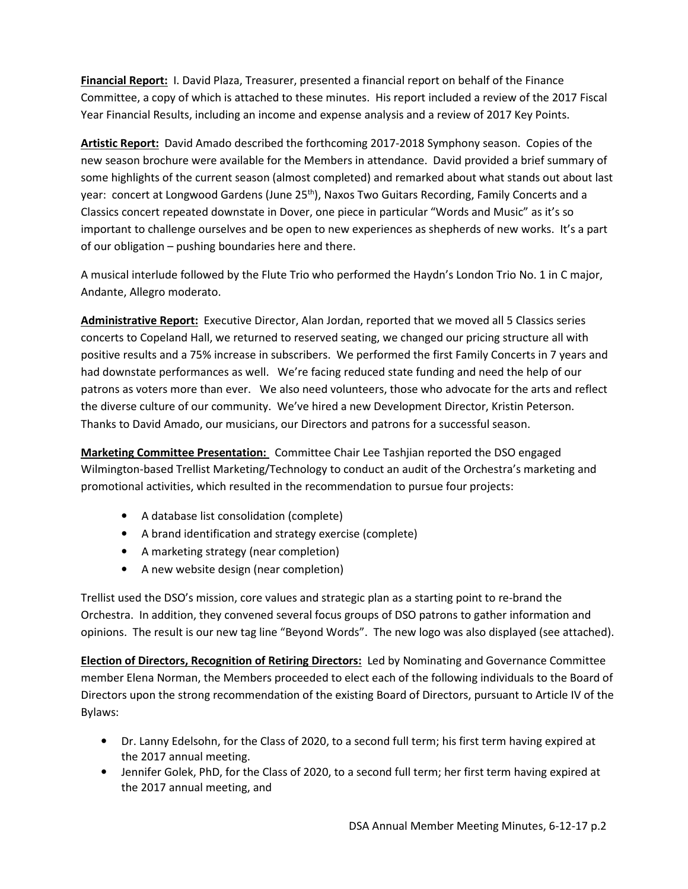**Financial Report:** I. David Plaza, Treasurer, presented a financial report on behalf of the Finance Committee, a copy of which is attached to these minutes. His report included a review of the 2017 Fiscal Year Financial Results, including an income and expense analysis and a review of 2017 Key Points.

**Artistic Report:** David Amado described the forthcoming 2017-2018 Symphony season. Copies of the new season brochure were available for the Members in attendance. David provided a brief summary of some highlights of the current season (almost completed) and remarked about what stands out about last year: concert at Longwood Gardens (June 25th), Naxos Two Guitars Recording, Family Concerts and a Classics concert repeated downstate in Dover, one piece in particular "Words and Music" as it's so important to challenge ourselves and be open to new experiences as shepherds of new works. It's a part of our obligation – pushing boundaries here and there.

A musical interlude followed by the Flute Trio who performed the Haydn's London Trio No. 1 in C major, Andante, Allegro moderato.

**Administrative Report:** Executive Director, Alan Jordan, reported that we moved all 5 Classics series concerts to Copeland Hall, we returned to reserved seating, we changed our pricing structure all with positive results and a 75% increase in subscribers. We performed the first Family Concerts in 7 years and had downstate performances as well. We're facing reduced state funding and need the help of our patrons as voters more than ever. We also need volunteers, those who advocate for the arts and reflect the diverse culture of our community. We've hired a new Development Director, Kristin Peterson. Thanks to David Amado, our musicians, our Directors and patrons for a successful season.

**Marketing Committee Presentation:** Committee Chair Lee Tashjian reported the DSO engaged Wilmington-based Trellist Marketing/Technology to conduct an audit of the Orchestra's marketing and promotional activities, which resulted in the recommendation to pursue four projects:

- A database list consolidation (complete)
- A brand identification and strategy exercise (complete)
- A marketing strategy (near completion)
- A new website design (near completion)

Trellist used the DSO's mission, core values and strategic plan as a starting point to re-brand the Orchestra. In addition, they convened several focus groups of DSO patrons to gather information and opinions. The result is our new tag line "Beyond Words". The new logo was also displayed (see attached).

**Election of Directors, Recognition of Retiring Directors:** Led by Nominating and Governance Committee member Elena Norman, the Members proceeded to elect each of the following individuals to the Board of Directors upon the strong recommendation of the existing Board of Directors, pursuant to Article IV of the Bylaws:

- Dr. Lanny Edelsohn, for the Class of 2020, to a second full term; his first term having expired at the 2017 annual meeting.
- Jennifer Golek, PhD, for the Class of 2020, to a second full term; her first term having expired at the 2017 annual meeting, and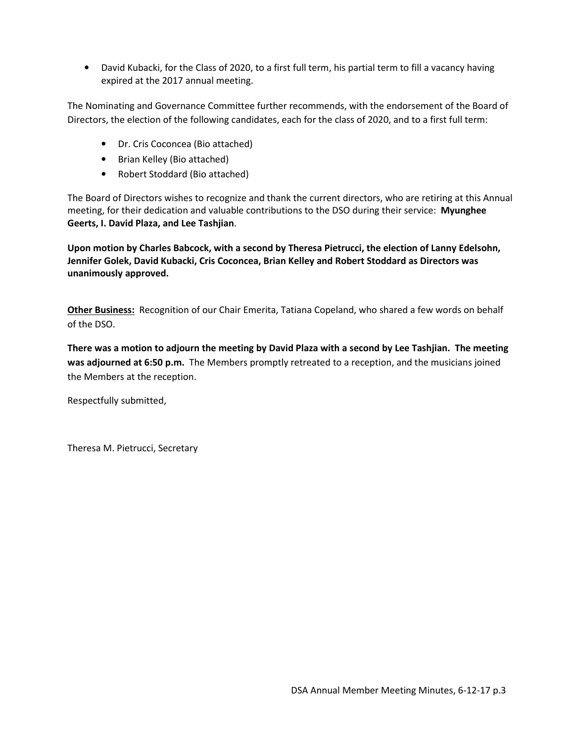- David Kubacki, for the Class of 2020, to a first full term, his partial term to fill a vacancy having expired at the 2017 annual meeting.

The Nominating and Governance Committee further recommends, with the endorsement of the Board of Directors, the election of the following candidates, each for the class of 2020, and to a first full term:

- Dr. Cris Coconcea (Bio attached)
- Brian Kelley (Bio attached)
- Robert Stoddard (Bio attached)

The Board of Directors wishes to recognize and thank the current directors, who are retiring at this Annual meeting, for their dedication and valuable contributions to the DSO during their service: **Myunghee Geerts, I. David Plaza, and Lee Tashjian**.

**Upon motion by Charles Babcock, with a second by Theresa Pietrucci, the election of Lanny Edelsohn, Jennifer Golek, David Kubacki, Cris Coconcea, Brian Kelley and Robert Stoddard as Directors was unanimously approved.**

**Other Business:** Recognition of our Chair Emerita, Tatiana Copeland, who shared a few words on behalf of the DSO.

**There was a motion to adjourn the meeting by David Plaza with a second by Lee Tashjian. The meeting was adjourned at 6:50 p.m.** The Members promptly retreated to a reception, and the musicians joined the Members at the reception.

Respectfully submitted,

Theresa M. Pietrucci, Secretary